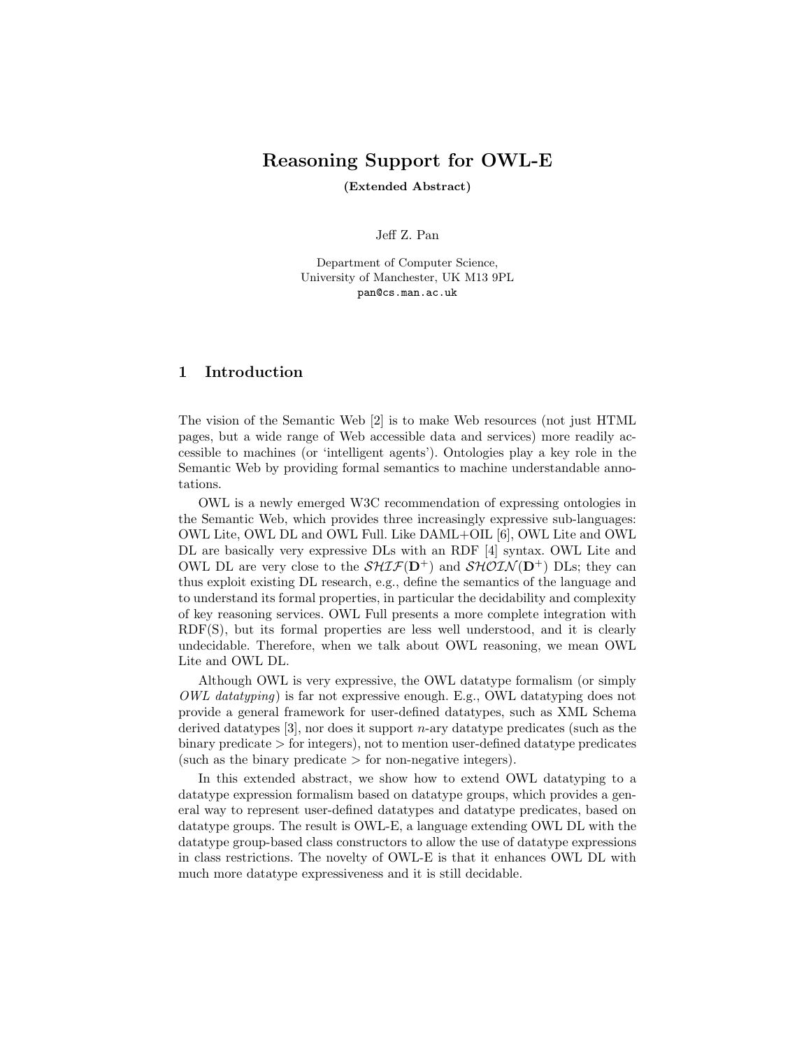# Reasoning Support for OWL-E

**(Extended Abstract)**

Jeff Z. Pan

Department of Computer Science,
University of Manchester, UK M13 9PL
pan@cs.man.ac.uk

## 1 Introduction

The vision of the Semantic Web [2] is to make Web resources (not just HTML pages, but a wide range of Web accessible data and services) more readily accessible to machines (or 'intelligent agents'). Ontologies play a key role in the Semantic Web by providing formal semantics to machine understandable annotations.

OWL is a newly emerged W3C recommendation of expressing ontologies in the Semantic Web, which provides three increasingly expressive sub-languages: OWL Lite, OWL DL and OWL Full. Like DAML+OIL [6], OWL Lite and OWL DL are basically very expressive DLs with an RDF [4] syntax. OWL Lite and OWL DL are very close to the $\mathcal{SHIF}(\mathbf{D}^+)$ and $\mathcal{SHOIN}(\mathbf{D}^+)$ DLs; they can thus exploit existing DL research, e.g., define the semantics of the language and to understand its formal properties, in particular the decidability and complexity of key reasoning services. OWL Full presents a more complete integration with RDF(S), but its formal properties are less well understood, and it is clearly undecidable. Therefore, when we talk about OWL reasoning, we mean OWL Lite and OWL DL.

Although OWL is very expressive, the OWL datatype formalism (or simply *OWL datatyping*) is far not expressive enough. E.g., OWL datatyping does not provide a general framework for user-defined datatypes, such as XML Schema derived datatypes [3], nor does it support $n$-ary datatype predicates (such as the binary predicate $>$ for integers), not to mention user-defined datatype predicates (such as the binary predicate $>$ for non-negative integers).

In this extended abstract, we show how to extend OWL datatyping to a datatype expression formalism based on datatype groups, which provides a general way to represent user-defined datatypes and datatype predicates, based on datatype groups. The result is OWL-E, a language extending OWL DL with the datatype group-based class constructors to allow the use of datatype expressions in class restrictions. The novelty of OWL-E is that it enhances OWL DL with much more datatype expressiveness and it is still decidable.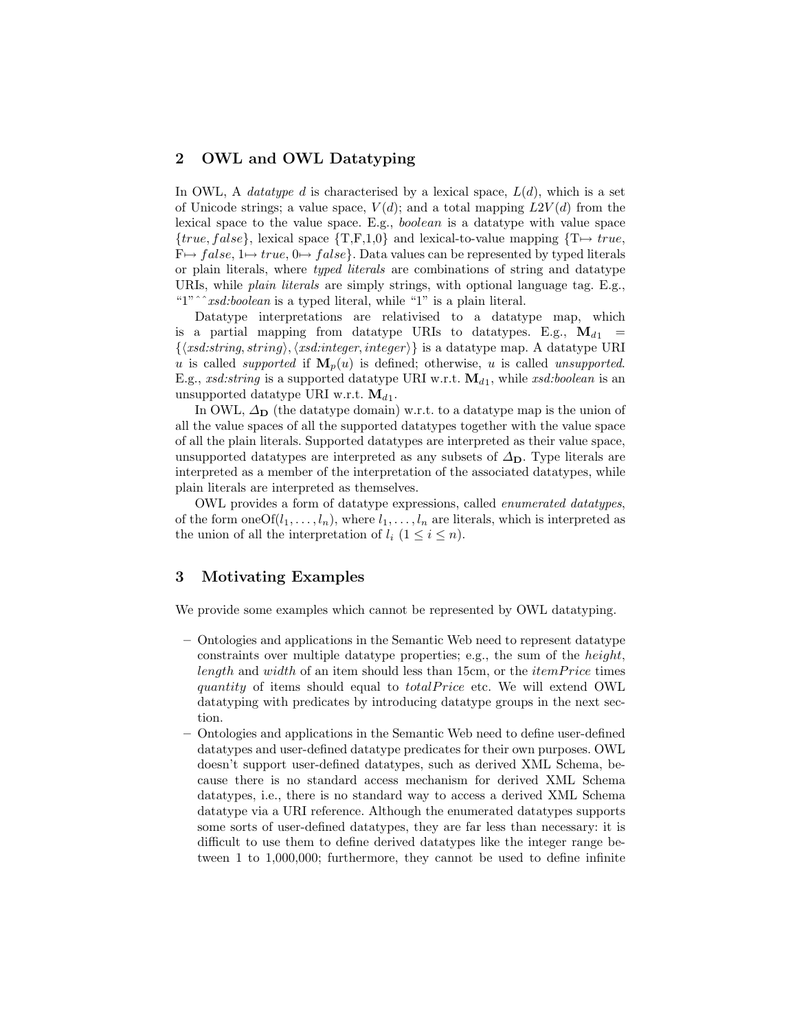## 2 OWL and OWL Datatyping

In OWL, A *datatype* $d$ is characterised by a lexical space, $L(d)$, which is a set of Unicode strings; a value space, $V(d)$; and a total mapping $L2V(d)$ from the lexical space to the value space. E.g., *boolean* is a datatype with value space $\{true, false\}$, lexical space {T,F,1,0} and lexical-to-value mapping $\{\text{T} \mapsto true, \text{F} \mapsto false, 1 \mapsto true, 0 \mapsto false\}$. Data values can be represented by typed literals or plain literals, where *typed literals* are combinations of string and datatype URIs, while *plain literals* are simply strings, with optional language tag. E.g., "1"ˆˆ*xsd:boolean* is a typed literal, while "1" is a plain literal.

Datatype interpretations are relativised to a datatype map, which is a partial mapping from datatype URIs to datatypes. E.g., $\mathbf{M}_{d1} = \{\langle xsd{:}string, string\rangle, \langle xsd{:}integer, integer\rangle\}$ is a datatype map. A datatype URI $u$ is called *supported* if $\mathbf{M}_p(u)$ is defined; otherwise, $u$ is called *unsupported*. E.g., *xsd:string* is a supported datatype URI w.r.t. $\mathbf{M}_{d1}$, while *xsd:boolean* is an unsupported datatype URI w.r.t. $\mathbf{M}_{d1}$.

In OWL, $\Delta_{\mathbf{D}}$ (the datatype domain) w.r.t. to a datatype map is the union of all the value spaces of all the supported datatypes together with the value space of all the plain literals. Supported datatypes are interpreted as their value space, unsupported datatypes are interpreted as any subsets of $\Delta_{\mathbf{D}}$. Type literals are interpreted as a member of the interpretation of the associated datatypes, while plain literals are interpreted as themselves.

OWL provides a form of datatype expressions, called *enumerated datatypes*, of the form oneOf$(l_1, \ldots, l_n)$, where $l_1, \ldots, l_n$ are literals, which is interpreted as the union of all the interpretation of $l_i$ $(1 \leq i \leq n)$.

## 3 Motivating Examples

We provide some examples which cannot be represented by OWL datatyping.

- Ontologies and applications in the Semantic Web need to represent datatype constraints over multiple datatype properties; e.g., the sum of the *height*, *length* and *width* of an item should less than 15cm, or the *itemPrice* times *quantity* of items should equal to *totalPrice* etc. We will extend OWL datatyping with predicates by introducing datatype groups in the next section.
- Ontologies and applications in the Semantic Web need to define user-defined datatypes and user-defined datatype predicates for their own purposes. OWL doesn't support user-defined datatypes, such as derived XML Schema, because there is no standard access mechanism for derived XML Schema datatypes, i.e., there is no standard way to access a derived XML Schema datatype via a URI reference. Although the enumerated datatypes supports some sorts of user-defined datatypes, they are far less than necessary: it is difficult to use them to define derived datatypes like the integer range between 1 to 1,000,000; furthermore, they cannot be used to define infinite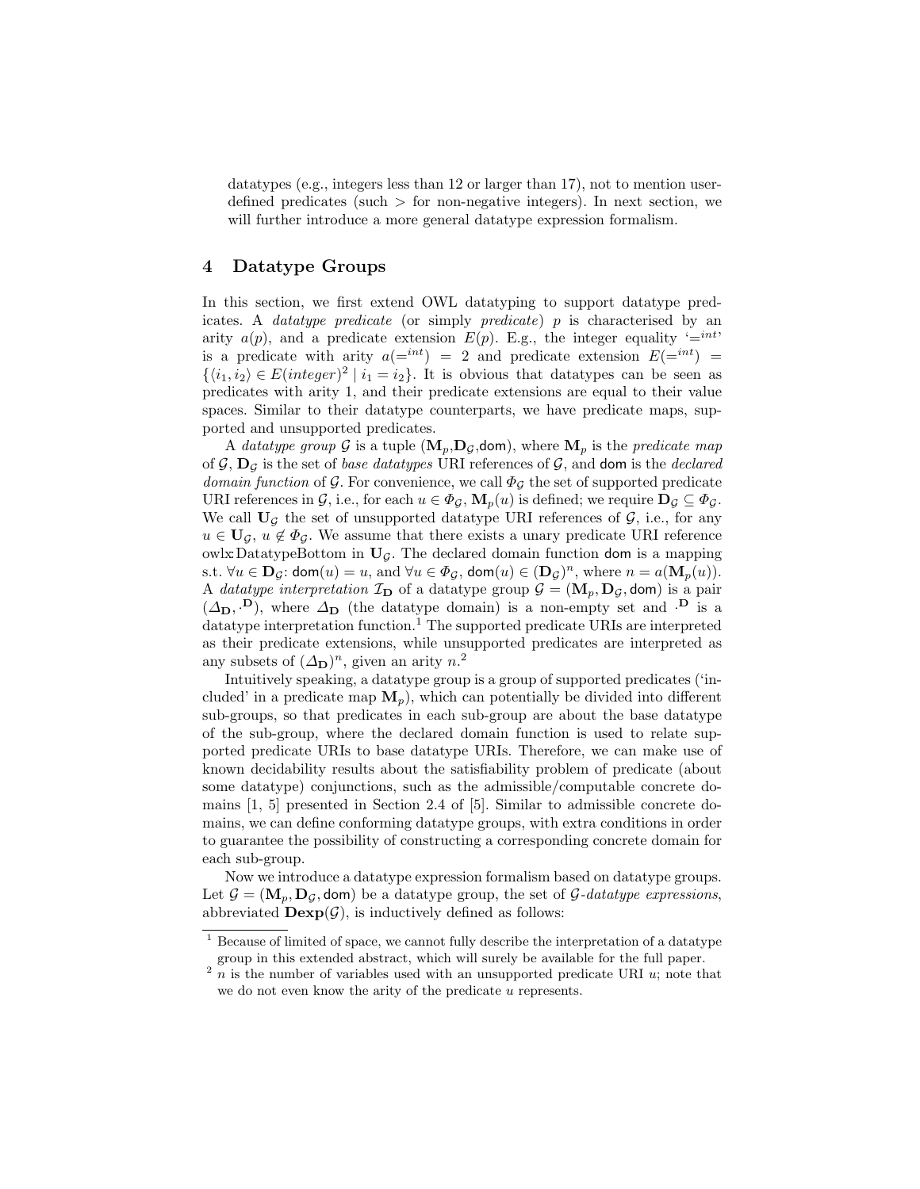datatypes (e.g., integers less than 12 or larger than 17), not to mention user-defined predicates (such > for non-negative integers). In next section, we will further introduce a more general datatype expression formalism.

## 4 Datatype Groups

In this section, we first extend OWL datatyping to support datatype predicates. A *datatype predicate* (or simply *predicate*) $p$ is characterised by an arity $a(p)$, and a predicate extension $E(p)$. E.g., the integer equality '$=^{int}$' is a predicate with arity $a(=^{int}) = 2$ and predicate extension $E(=^{int}) = \{\langle i_1, i_2 \rangle \in E(integer)^2 \mid i_1 = i_2\}$. It is obvious that datatypes can be seen as predicates with arity 1, and their predicate extensions are equal to their value spaces. Similar to their datatype counterparts, we have predicate maps, supported and unsupported predicates.

A *datatype group* $\mathcal{G}$ is a tuple $(\mathbf{M}_p, \mathbf{D}_\mathcal{G}, \mathsf{dom})$, where $\mathbf{M}_p$ is the *predicate map* of $\mathcal{G}$, $\mathbf{D}_\mathcal{G}$ is the set of *base datatypes* URI references of $\mathcal{G}$, and $\mathsf{dom}$ is the *declared domain function* of $\mathcal{G}$. For convenience, we call $\Phi_\mathcal{G}$ the set of supported predicate URI references in $\mathcal{G}$, i.e., for each $u \in \Phi_\mathcal{G}$, $\mathbf{M}_p(u)$ is defined; we require $\mathbf{D}_\mathcal{G} \subseteq \Phi_\mathcal{G}$. We call $\mathbf{U}_\mathcal{G}$ the set of unsupported datatype URI references of $\mathcal{G}$, i.e., for any $u \in \mathbf{U}_\mathcal{G}$, $u \notin \Phi_\mathcal{G}$. We assume that there exists a unary predicate URI reference owlx:DatatypeBottom in $\mathbf{U}_\mathcal{G}$. The declared domain function $\mathsf{dom}$ is a mapping s.t. $\forall u \in \mathbf{D}_\mathcal{G}$: $\mathsf{dom}(u) = u$, and $\forall u \in \Phi_\mathcal{G}$, $\mathsf{dom}(u) \in (\mathbf{D}_\mathcal{G})^n$, where $n = a(\mathbf{M}_p(u))$. A *datatype interpretation* $\mathcal{I}_\mathbf{D}$ of a datatype group $\mathcal{G} = (\mathbf{M}_p, \mathbf{D}_\mathcal{G}, \mathsf{dom})$ is a pair $(\Delta_\mathbf{D}, \cdot^\mathbf{D})$, where $\Delta_\mathbf{D}$ (the datatype domain) is a non-empty set and $\cdot^\mathbf{D}$ is a datatype interpretation function.[1] The supported predicate URIs are interpreted as their predicate extensions, while unsupported predicates are interpreted as any subsets of $(\Delta_\mathbf{D})^n$, given an arity $n$.[2]

Intuitively speaking, a datatype group is a group of supported predicates ('included' in a predicate map $\mathbf{M}_p$), which can potentially be divided into different sub-groups, so that predicates in each sub-group are about the base datatype of the sub-group, where the declared domain function is used to relate supported predicate URIs to base datatype URIs. Therefore, we can make use of known decidability results about the satisfiability problem of predicate (about some datatype) conjunctions, such as the admissible/computable concrete domains [1, 5] presented in Section 2.4 of [5]. Similar to admissible concrete domains, we can define conforming datatype groups, with extra conditions in order to guarantee the possibility of constructing a corresponding concrete domain for each sub-group.

Now we introduce a datatype expression formalism based on datatype groups. Let $\mathcal{G} = (\mathbf{M}_p, \mathbf{D}_\mathcal{G}, \mathsf{dom})$ be a datatype group, the set of $\mathcal{G}$-*datatype expressions*, abbreviated $\mathbf{Dexp}(\mathcal{G})$, is inductively defined as follows:

---

[1] Because of limited of space, we cannot fully describe the interpretation of a datatype group in this extended abstract, which will surely be available for the full paper.

[2] $n$ is the number of variables used with an unsupported predicate URI $u$; note that we do not even know the arity of the predicate $u$ represents.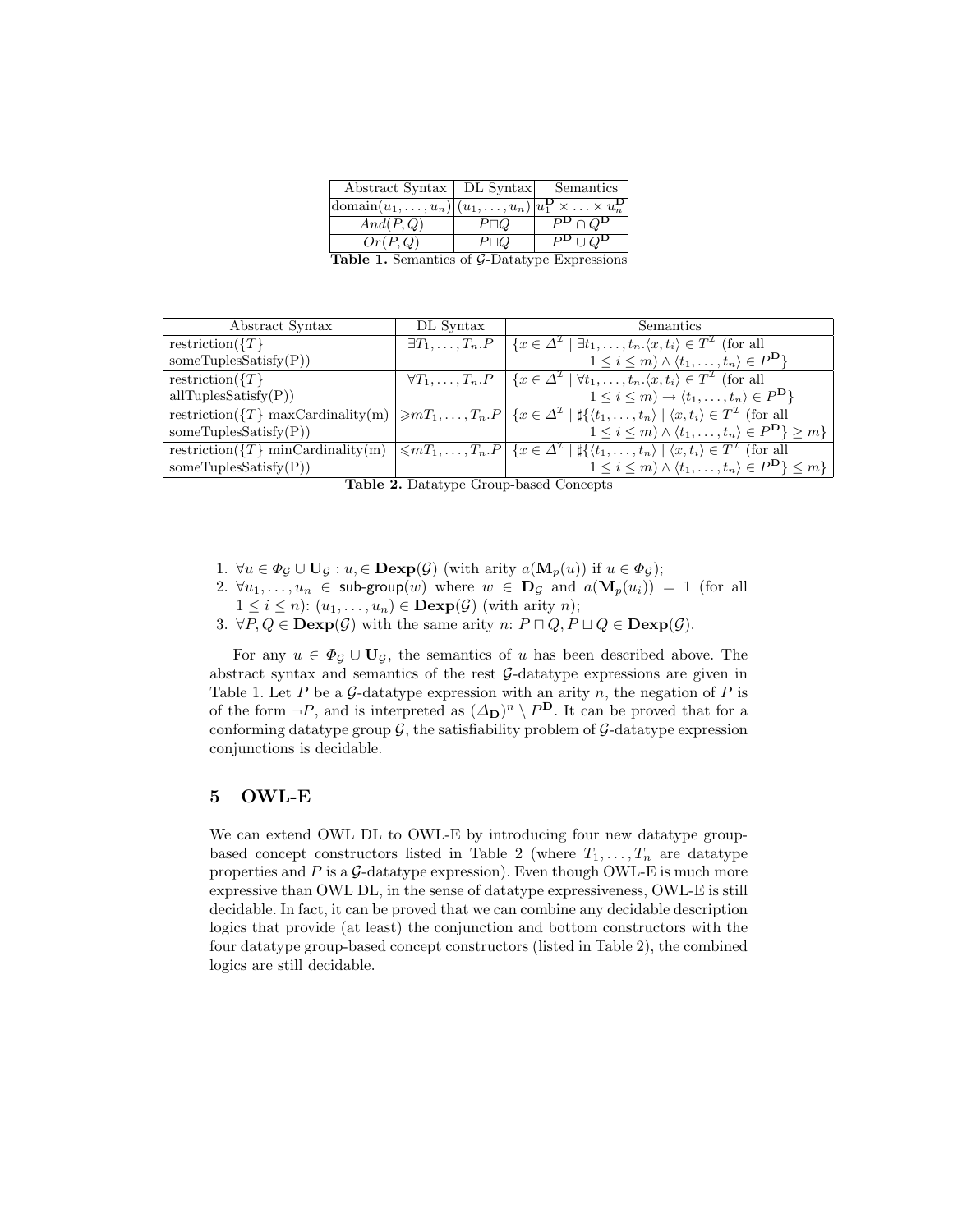| Abstract Syntax | DL Syntax | Semantics |
|---|---|---|
| domain$(u_1, \ldots, u_n)$ | $(u_1, \ldots, u_n)$ | $u_1^{\mathbf{D}} \times \ldots \times u_n^{\mathbf{D}}$ |
| $And(P, Q)$ | $P \sqcap Q$ | $P^{\mathbf{D}} \cap Q^{\mathbf{D}}$ |
| $Or(P, Q)$ | $P \sqcup Q$ | $P^{\mathbf{D}} \cup Q^{\mathbf{D}}$ |

**Table 1.** Semantics of $\mathcal{G}$-Datatype Expressions

| Abstract Syntax | DL Syntax | Semantics |
|---|---|---|
| restriction($\{T\}$ someTuplesSatisfy(P)) | $\exists T_1, \ldots, T_n.P$ | $\{x \in \Delta^{\mathcal{I}} \mid \exists t_1, \ldots, t_n.\langle x, t_i \rangle \in T^{\mathcal{I}}$ (for all $1 \leq i \leq m) \wedge \langle t_1, \ldots, t_n \rangle \in P^{\mathbf{D}}\}$ |
| restriction($\{T\}$ allTuplesSatisfy(P)) | $\forall T_1, \ldots, T_n.P$ | $\{x \in \Delta^{\mathcal{I}} \mid \forall t_1, \ldots, t_n.\langle x, t_i \rangle \in T^{\mathcal{I}}$ (for all $1 \leq i \leq m) \rightarrow \langle t_1, \ldots, t_n \rangle \in P^{\mathbf{D}}\}$ |
| restriction($\{T\}$ maxCardinality(m) someTuplesSatisfy(P)) | $\geqslant m T_1, \ldots, T_n.P$ | $\{x \in \Delta^{\mathcal{I}} \mid \sharp\{\langle t_1, \ldots, t_n \rangle \mid \langle x, t_i \rangle \in T^{\mathcal{I}}$ (for all $1 \leq i \leq m) \wedge \langle t_1, \ldots, t_n \rangle \in P^{\mathbf{D}}\} \geq m\}$ |
| restriction($\{T\}$ minCardinality(m) someTuplesSatisfy(P)) | $\leqslant m T_1, \ldots, T_n.P$ | $\{x \in \Delta^{\mathcal{I}} \mid \sharp\{\langle t_1, \ldots, t_n \rangle \mid \langle x, t_i \rangle \in T^{\mathcal{I}}$ (for all $1 \leq i \leq m) \wedge \langle t_1, \ldots, t_n \rangle \in P^{\mathbf{D}}\} \leq m\}$ |

**Table 2.** Datatype Group-based Concepts

1. $\forall u \in \Phi_{\mathcal{G}} \cup \mathbf{U}_{\mathcal{G}} : u, \in \mathbf{Dexp}(\mathcal{G})$ (with arity $a(\mathbf{M}_p(u))$ if $u \in \Phi_{\mathcal{G}}$);
2. $\forall u_1, \ldots, u_n \in$ sub-group$(w)$ where $w \in \mathbf{D}_{\mathcal{G}}$ and $a(\mathbf{M}_p(u_i)) = 1$ (for all $1 \leq i \leq n$): $(u_1, \ldots, u_n) \in \mathbf{Dexp}(\mathcal{G})$ (with arity $n$);
3. $\forall P, Q \in \mathbf{Dexp}(\mathcal{G})$ with the same arity $n$: $P \sqcap Q, P \sqcup Q \in \mathbf{Dexp}(\mathcal{G})$.

For any $u \in \Phi_{\mathcal{G}} \cup \mathbf{U}_{\mathcal{G}}$, the semantics of $u$ has been described above. The abstract syntax and semantics of the rest $\mathcal{G}$-datatype expressions are given in Table 1. Let $P$ be a $\mathcal{G}$-datatype expression with an arity $n$, the negation of $P$ is of the form $\neg P$, and is interpreted as $(\Delta_{\mathbf{D}})^n \setminus P^{\mathbf{D}}$. It can be proved that for a conforming datatype group $\mathcal{G}$, the satisfiability problem of $\mathcal{G}$-datatype expression conjunctions is decidable.

## 5 OWL-E

We can extend OWL DL to OWL-E by introducing four new datatype group-based concept constructors listed in Table 2 (where $T_1, \ldots, T_n$ are datatype properties and $P$ is a $\mathcal{G}$-datatype expression). Even though OWL-E is much more expressive than OWL DL, in the sense of datatype expressiveness, OWL-E is still decidable. In fact, it can be proved that we can combine any decidable description logics that provide (at least) the conjunction and bottom constructors with the four datatype group-based concept constructors (listed in Table 2), the combined logics are still decidable.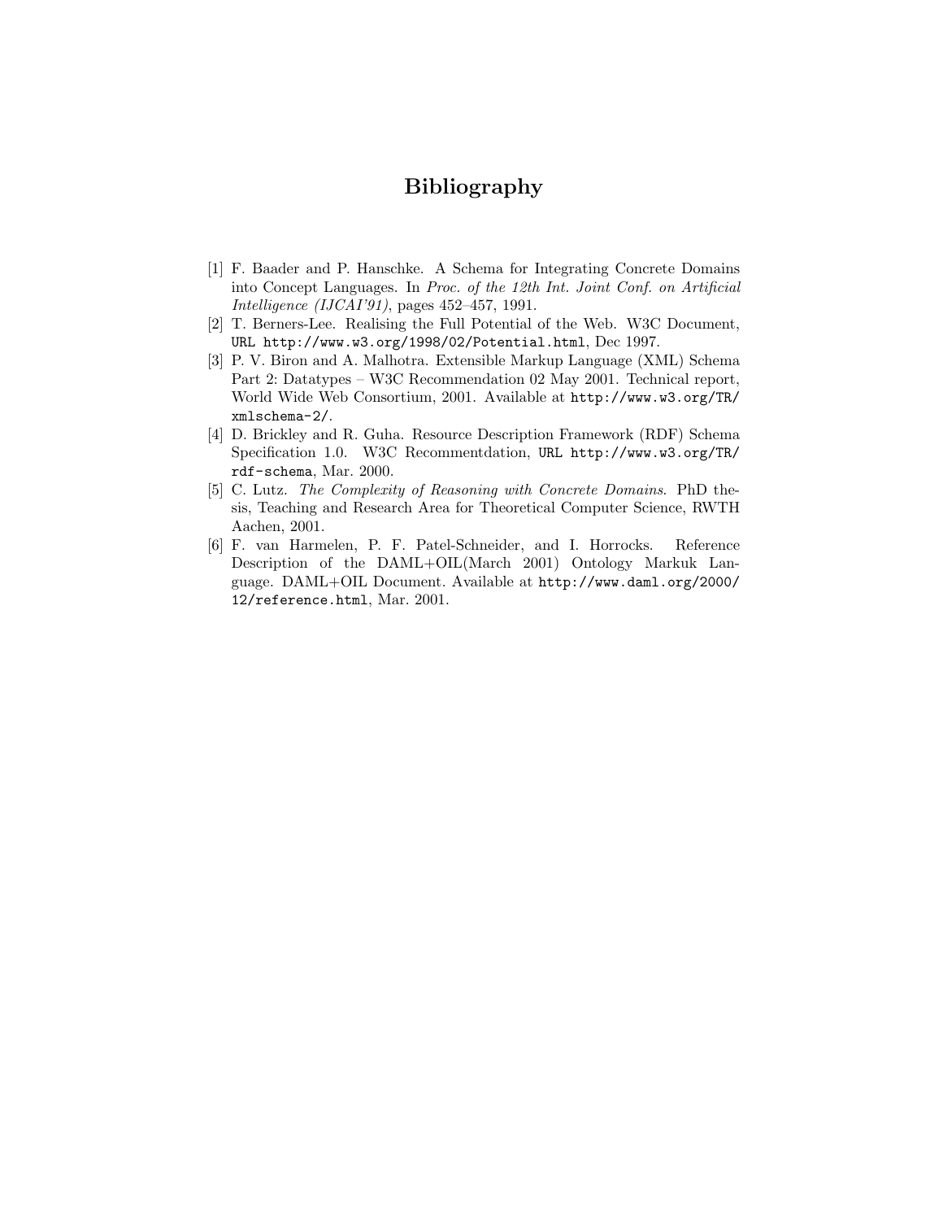# Bibliography

[1] F. Baader and P. Hanschke. A Schema for Integrating Concrete Domains into Concept Languages. In *Proc. of the 12th Int. Joint Conf. on Artificial Intelligence (IJCAI'91)*, pages 452–457, 1991.

[2] T. Berners-Lee. Realising the Full Potential of the Web. W3C Document, `URL http://www.w3.org/1998/02/Potential.html`, Dec 1997.

[3] P. V. Biron and A. Malhotra. Extensible Markup Language (XML) Schema Part 2: Datatypes – W3C Recommendation 02 May 2001. Technical report, World Wide Web Consortium, 2001. Available at `http://www.w3.org/TR/xmlschema-2/`.

[4] D. Brickley and R. Guha. Resource Description Framework (RDF) Schema Specification 1.0. W3C Recommentdation, `URL http://www.w3.org/TR/rdf-schema`, Mar. 2000.

[5] C. Lutz. *The Complexity of Reasoning with Concrete Domains*. PhD thesis, Teaching and Research Area for Theoretical Computer Science, RWTH Aachen, 2001.

[6] F. van Harmelen, P. F. Patel-Schneider, and I. Horrocks. Reference Description of the DAML+OIL(March 2001) Ontology Markuk Language. DAML+OIL Document. Available at `http://www.daml.org/2000/12/reference.html`, Mar. 2001.